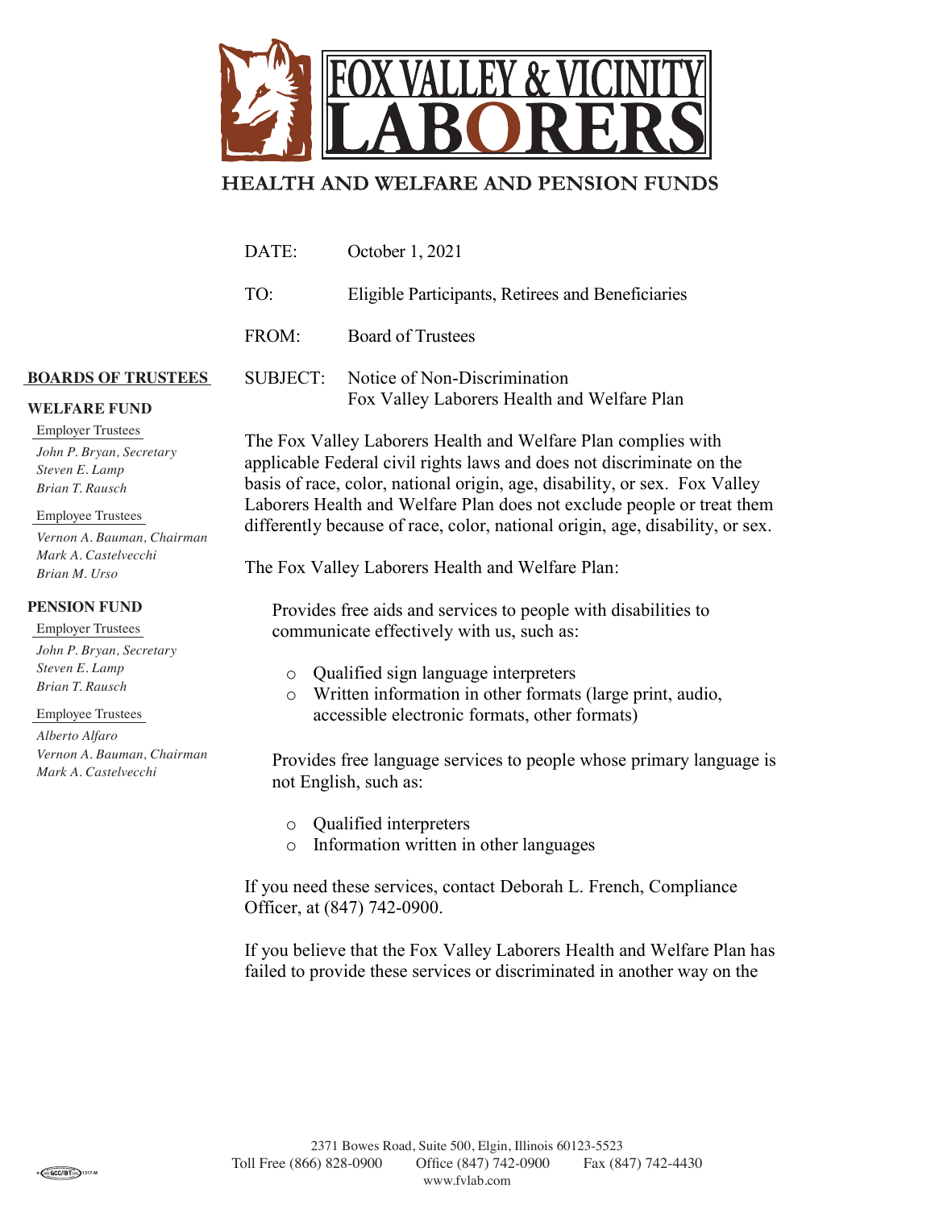# FOX VALLEY & VICINITY LABORERS

## HEALTH AND WELFARE AND PENSION FUNDS

**BOARDS OF TRUSTEES**

**WELFARE FUND**

Employer Trustees

*John P. Bryan, Secretary*
*Steven E. Lamp*
*Brian T. Rausch*

Employee Trustees

*Vernon A. Bauman, Chairman*
*Mark A. Castelvecchi*
*Brian M. Urso*

**PENSION FUND**

Employer Trustees

*John P. Bryan, Secretary*
*Steven E. Lamp*
*Brian T. Rausch*

Employee Trustees

*Alberto Alfaro*
*Vernon A. Bauman, Chairman*
*Mark A. Castelvecchi*

DATE: October 1, 2021

TO: Eligible Participants, Retirees and Beneficiaries

FROM: Board of Trustees

SUBJECT: Notice of Non-Discrimination
Fox Valley Laborers Health and Welfare Plan

The Fox Valley Laborers Health and Welfare Plan complies with applicable Federal civil rights laws and does not discriminate on the basis of race, color, national origin, age, disability, or sex. Fox Valley Laborers Health and Welfare Plan does not exclude people or treat them differently because of race, color, national origin, age, disability, or sex.

The Fox Valley Laborers Health and Welfare Plan:

Provides free aids and services to people with disabilities to communicate effectively with us, such as:

- Qualified sign language interpreters
- Written information in other formats (large print, audio, accessible electronic formats, other formats)

Provides free language services to people whose primary language is not English, such as:

- Qualified interpreters
- Information written in other languages

If you need these services, contact Deborah L. French, Compliance Officer, at (847) 742-0900.

If you believe that the Fox Valley Laborers Health and Welfare Plan has failed to provide these services or discriminated in another way on the

2371 Bowes Road, Suite 500, Elgin, Illinois 60123-5523
Toll Free (866) 828-0900 Office (847) 742-0900 Fax (847) 742-4430
www.fvlab.com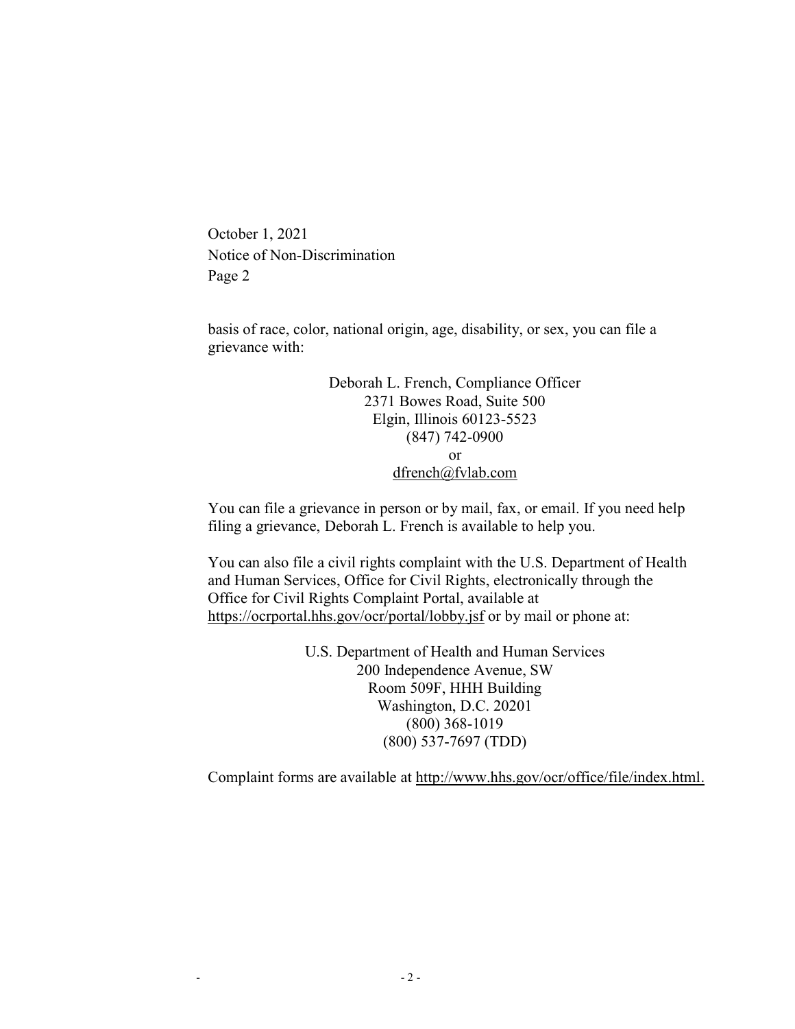basis of race, color, national origin, age, disability, or sex, you can file a grievance with:

Deborah L. French, Compliance Officer
2371 Bowes Road, Suite 500
Elgin, Illinois 60123-5523
(847) 742-0900
or
dfrench@fvlab.com

You can file a grievance in person or by mail, fax, or email. If you need help filing a grievance, Deborah L. French is available to help you.

You can also file a civil rights complaint with the U.S. Department of Health and Human Services, Office for Civil Rights, electronically through the Office for Civil Rights Complaint Portal, available at https://ocrportal.hhs.gov/ocr/portal/lobby.jsf or by mail or phone at:

U.S. Department of Health and Human Services
200 Independence Avenue, SW
Room 509F, HHH Building
Washington, D.C. 20201
(800) 368-1019
(800) 537-7697 (TDD)

Complaint forms are available at http://www.hhs.gov/ocr/office/file/index.html.